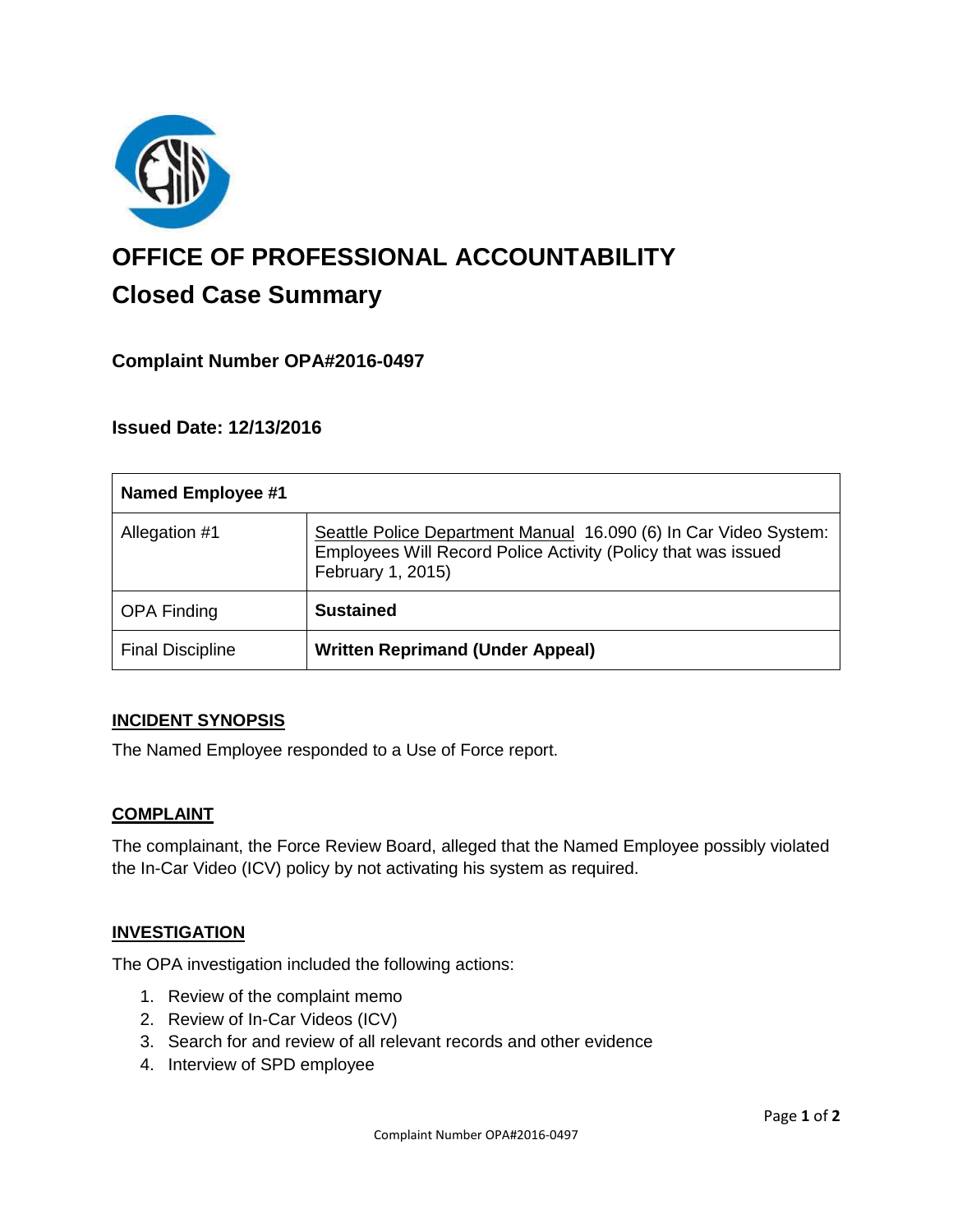# OFFICE OF PROFESSIONAL ACCOUNTABILITY

## Closed Case Summary

### Complaint Number OPA#2016-0497

### Issued Date: 12/13/2016

| Named Employee #1 | |
|---|---|
| Allegation #1 | Seattle Police Department Manual 16.090 (6) In Car Video System: Employees Will Record Police Activity (Policy that was issued February 1, 2015) |
| OPA Finding | **Sustained** |
| Final Discipline | **Written Reprimand (Under Appeal)** |

**INCIDENT SYNOPSIS**

The Named Employee responded to a Use of Force report.

**COMPLAINT**

The complainant, the Force Review Board, alleged that the Named Employee possibly violated the In-Car Video (ICV) policy by not activating his system as required.

**INVESTIGATION**

The OPA investigation included the following actions:

1. Review of the complaint memo
2. Review of In-Car Videos (ICV)
3. Search for and review of all relevant records and other evidence
4. Interview of SPD employee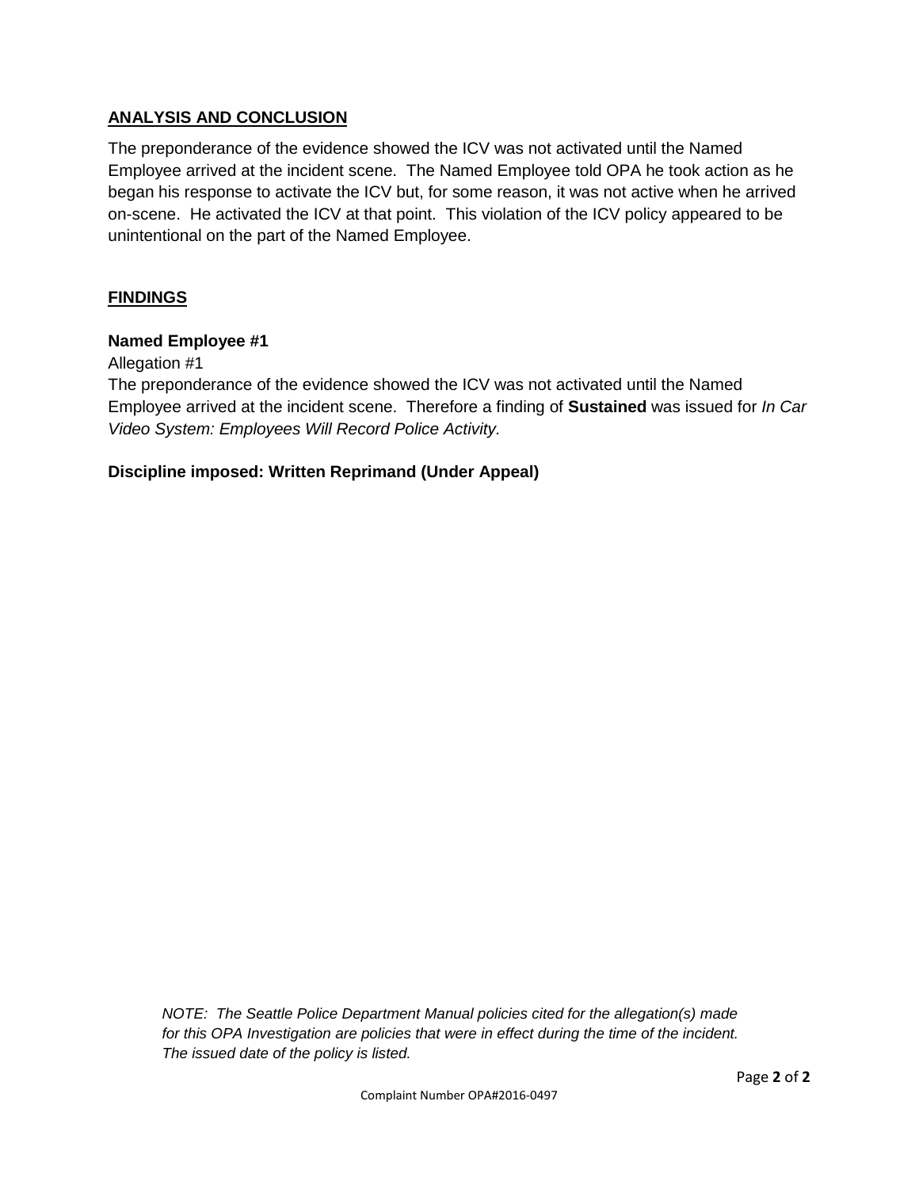## ANALYSIS AND CONCLUSION

The preponderance of the evidence showed the ICV was not activated until the Named Employee arrived at the incident scene. The Named Employee told OPA he took action as he began his response to activate the ICV but, for some reason, it was not active when he arrived on-scene. He activated the ICV at that point. This violation of the ICV policy appeared to be unintentional on the part of the Named Employee.

## FINDINGS

**Named Employee #1**

Allegation #1

The preponderance of the evidence showed the ICV was not activated until the Named Employee arrived at the incident scene. Therefore a finding of **Sustained** was issued for *In Car Video System: Employees Will Record Police Activity.*

**Discipline imposed: Written Reprimand (Under Appeal)**

*NOTE: The Seattle Police Department Manual policies cited for the allegation(s) made for this OPA Investigation are policies that were in effect during the time of the incident. The issued date of the policy is listed.*

Complaint Number OPA#2016-0497